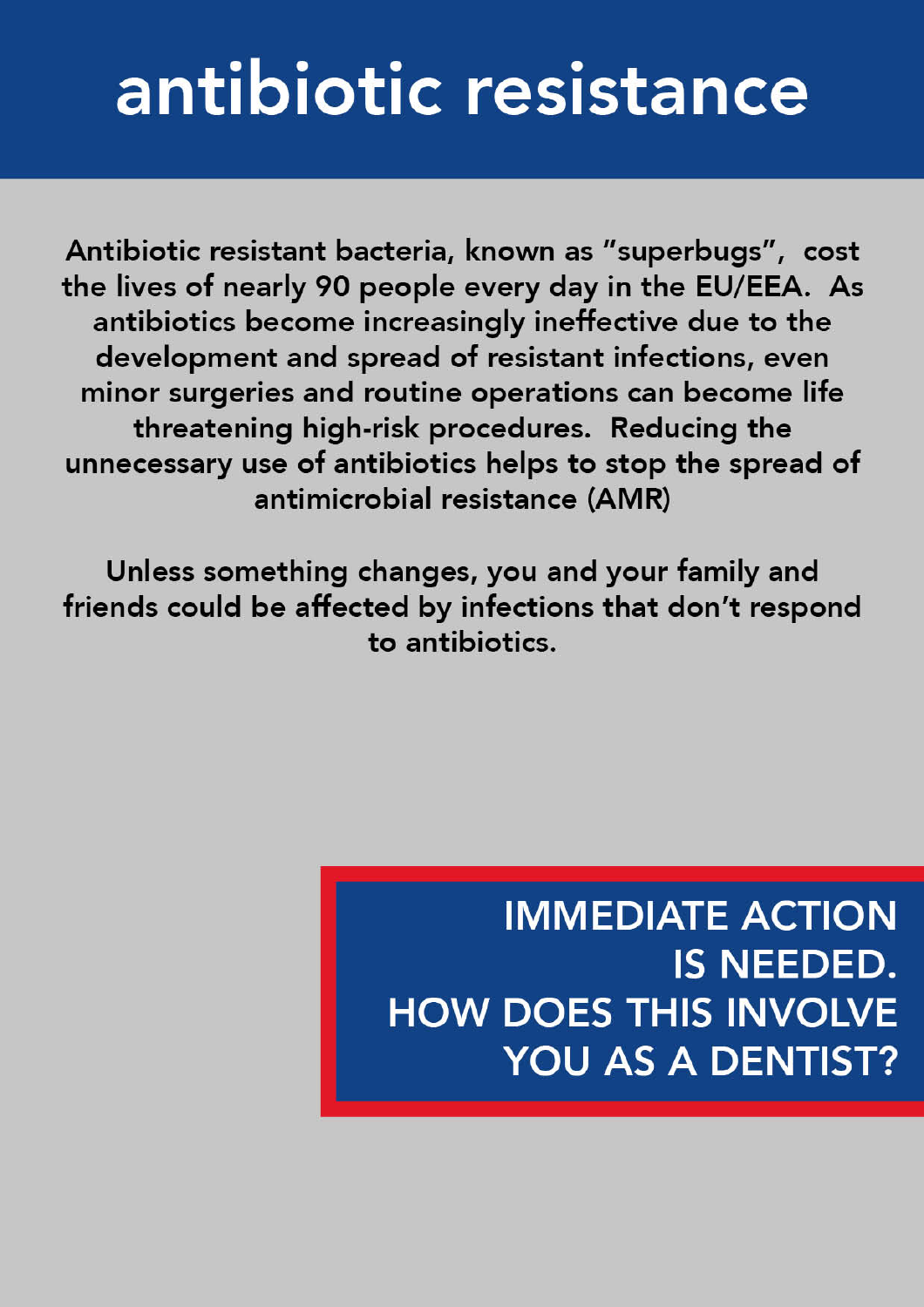# antibiotic resistance

Antibiotic resistant bacteria, known as "superbugs", cost the lives of nearly 90 people every day in the EU/EEA. As antibiotics become increasingly ineffective due to the development and spread of resistant infections, even minor surgeries and routine operations can become life threatening high-risk procedures. Reducing the unnecessary use of antibiotics helps to stop the spread of antimicrobial resistance (AMR)

Unless something changes, you and your family and friends could be affected by infections that don't respond to antibiotics.

**IMMEDIATE ACTION IS NEEDED.
HOW DOES THIS INVOLVE YOU AS A DENTIST?**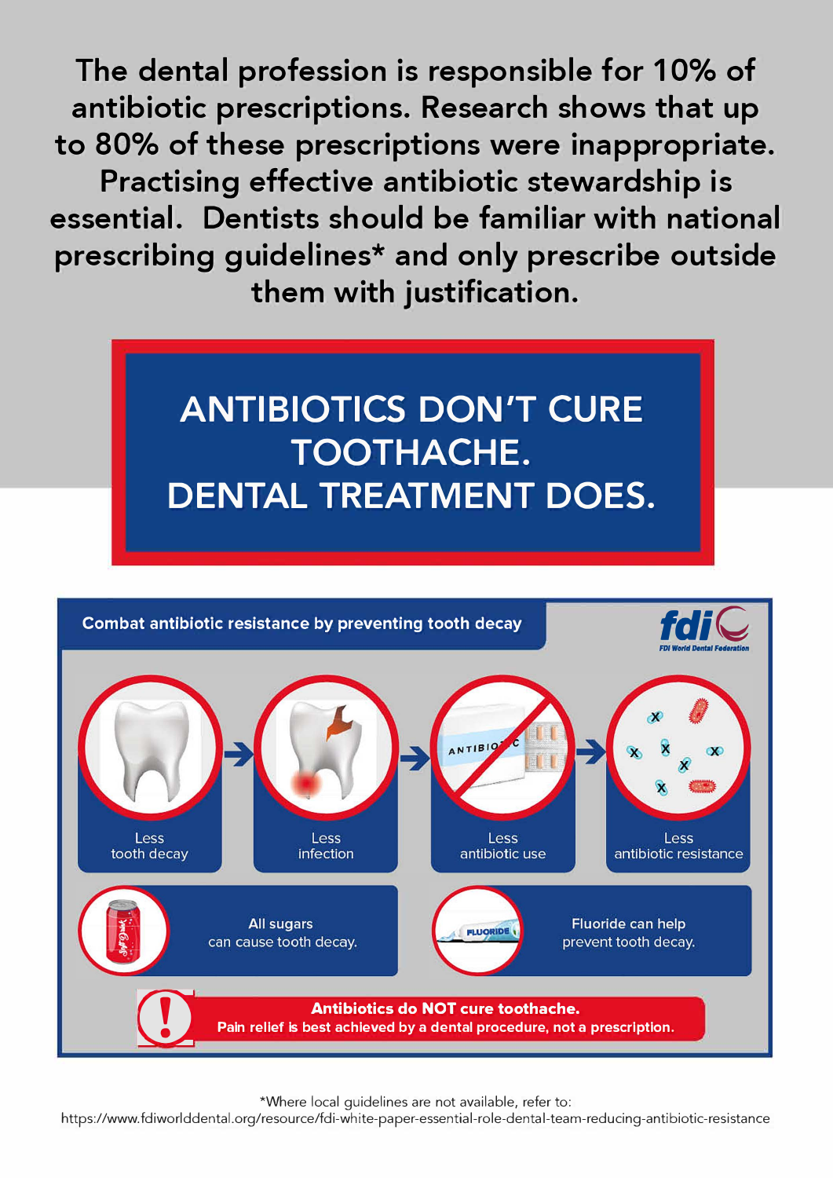The dental profession is responsible for 10% of antibiotic prescriptions. Research shows that up to 80% of these prescriptions were inappropriate. Practising effective antibiotic stewardship is essential. Dentists should be familiar with national prescribing guidelines* and only prescribe outside them with justification.

# ANTIBIOTICS DON'T CURE TOOTHACHE. DENTAL TREATMENT DOES.

## Combat antibiotic resistance by preventing tooth decay

FDI World Dental Federation

Less tooth decay → Less infection → Less antibiotic use → Less antibiotic resistance

All sugars can cause tooth decay.

Fluoride can help prevent tooth decay.

**Antibiotics do NOT cure toothache.**
**Pain relief is best achieved by a dental procedure, not a prescription.**

*Where local guidelines are not available, refer to:
https://www.fdiworlddental.org/resource/fdi-white-paper-essential-role-dental-team-reducing-antibiotic-resistance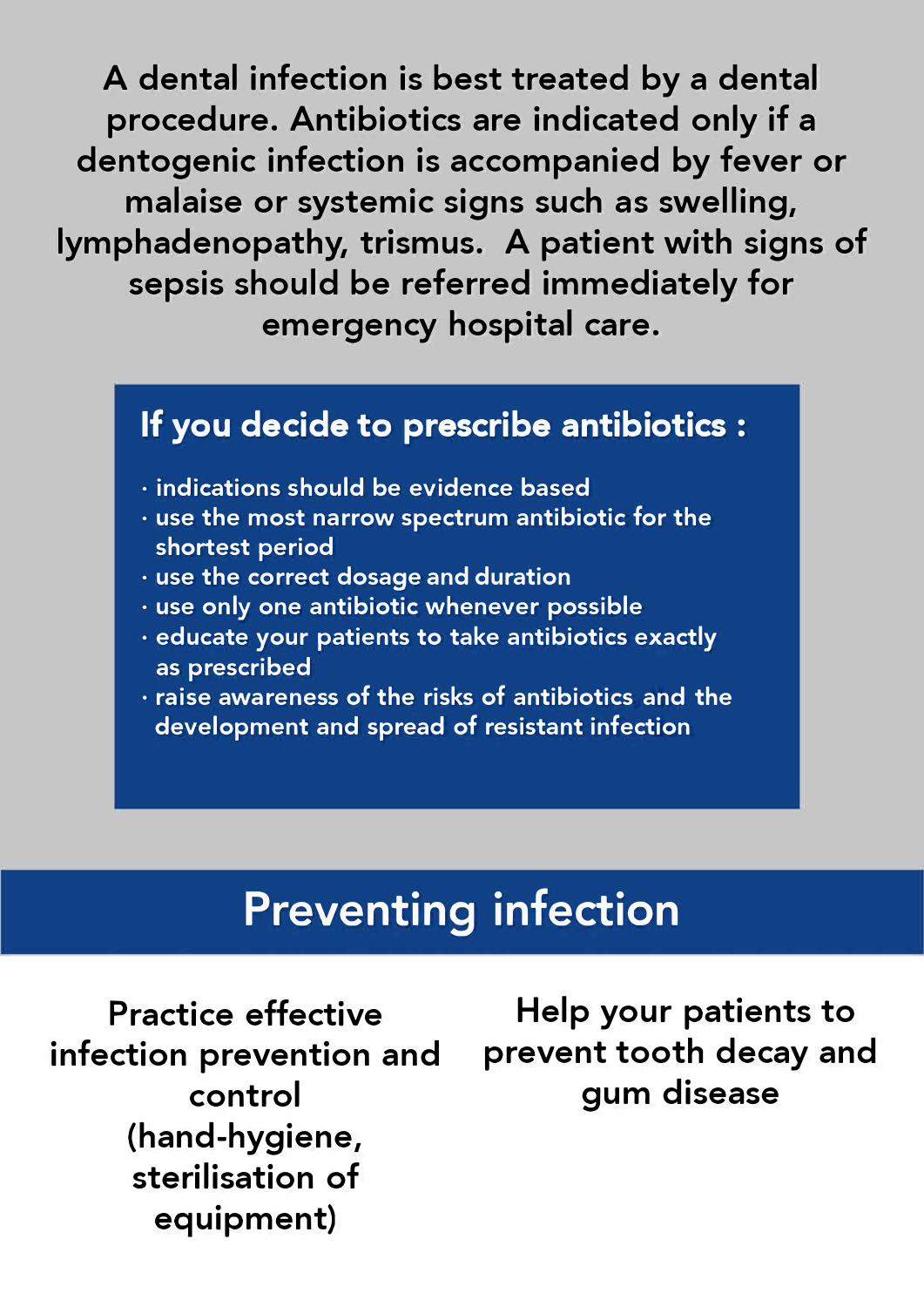A dental infection is best treated by a dental procedure. Antibiotics are indicated only if a dentogenic infection is accompanied by fever or malaise or systemic signs such as swelling, lymphadenopathy, trismus. A patient with signs of sepsis should be referred immediately for emergency hospital care.

## If you decide to prescribe antibiotics :

- indications should be evidence based
- use the most narrow spectrum antibiotic for the shortest period
- use the correct dosage and duration
- use only one antibiotic whenever possible
- educate your patients to take antibiotics exactly as prescribed
- raise awareness of the risks of antibiotics and the development and spread of resistant infection

# Preventing infection

Practice effective infection prevention and control (hand-hygiene, sterilisation of equipment)

Help your patients to prevent tooth decay and gum disease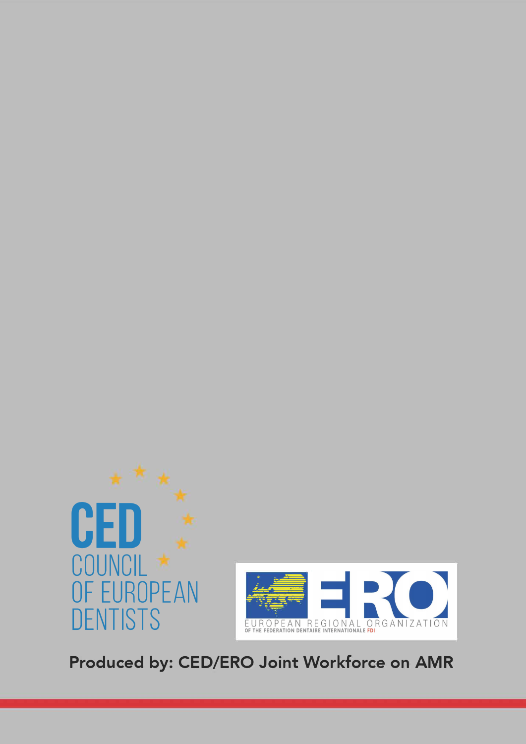CED
COUNCIL
OF EUROPEAN
DENTISTS

ERO
EUROPEAN REGIONAL ORGANIZATION
OF THE FEDERATION DENTAIRE INTERNATIONALE FDI

Produced by: CED/ERO Joint Workforce on AMR